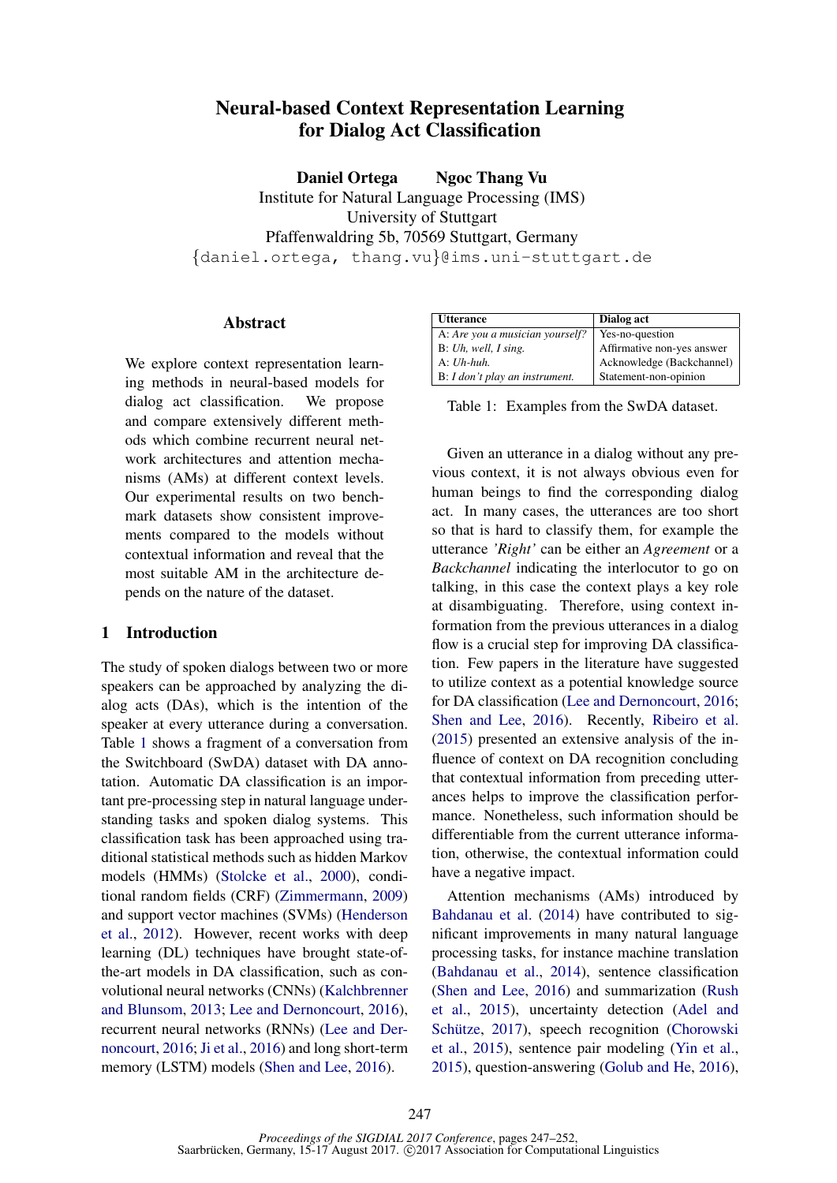# Neural-based Context Representation Learning for Dialog Act Classification

**Daniel Ortega   Ngoc Thang Vu**

Institute for Natural Language Processing (IMS)
University of Stuttgart
Pfaffenwaldring 5b, 70569 Stuttgart, Germany
{daniel.ortega, thang.vu}@ims.uni-stuttgart.de

## Abstract

We explore context representation learning methods in neural-based models for dialog act classification. We propose and compare extensively different methods which combine recurrent neural network architectures and attention mechanisms (AMs) at different context levels. Our experimental results on two benchmark datasets show consistent improvements compared to the models without contextual information and reveal that the most suitable AM in the architecture depends on the nature of the dataset.

## 1 Introduction

The study of spoken dialogs between two or more speakers can be approached by analyzing the dialog acts (DAs), which is the intention of the speaker at every utterance during a conversation. Table 1 shows a fragment of a conversation from the Switchboard (SwDA) dataset with DA annotation. Automatic DA classification is an important pre-processing step in natural language understanding tasks and spoken dialog systems. This classification task has been approached using traditional statistical methods such as hidden Markov models (HMMs) (Stolcke et al., 2000), conditional random fields (CRF) (Zimmermann, 2009) and support vector machines (SVMs) (Henderson et al., 2012). However, recent works with deep learning (DL) techniques have brought state-of-the-art models in DA classification, such as convolutional neural networks (CNNs) (Kalchbrenner and Blunsom, 2013; Lee and Dernoncourt, 2016), recurrent neural networks (RNNs) (Lee and Dernoncourt, 2016; Ji et al., 2016) and long short-term memory (LSTM) models (Shen and Lee, 2016).

| Utterance | Dialog act |
|---|---|
| A: *Are you a musician yourself?* | Yes-no-question |
| B: *Uh, well, I sing.* | Affirmative non-yes answer |
| A: *Uh-huh.* | Acknowledge (Backchannel) |
| B: *I don't play an instrument.* | Statement-non-opinion |

Table 1: Examples from the SwDA dataset.

Given an utterance in a dialog without any previous context, it is not always obvious even for human beings to find the corresponding dialog act. In many cases, the utterances are too short so that is hard to classify them, for example the utterance *'Right'* can be either an *Agreement* or a *Backchannel* indicating the interlocutor to go on talking, in this case the context plays a key role at disambiguating. Therefore, using context information from the previous utterances in a dialog flow is a crucial step for improving DA classification. Few papers in the literature have suggested to utilize context as a potential knowledge source for DA classification (Lee and Dernoncourt, 2016; Shen and Lee, 2016). Recently, Ribeiro et al. (2015) presented an extensive analysis of the influence of context on DA recognition concluding that contextual information from preceding utterances helps to improve the classification performance. Nonetheless, such information should be differentiable from the current utterance information, otherwise, the contextual information could have a negative impact.

Attention mechanisms (AMs) introduced by Bahdanau et al. (2014) have contributed to significant improvements in many natural language processing tasks, for instance machine translation (Bahdanau et al., 2014), sentence classification (Shen and Lee, 2016) and summarization (Rush et al., 2015), uncertainty detection (Adel and Schütze, 2017), speech recognition (Chorowski et al., 2015), sentence pair modeling (Yin et al., 2015), question-answering (Golub and He, 2016),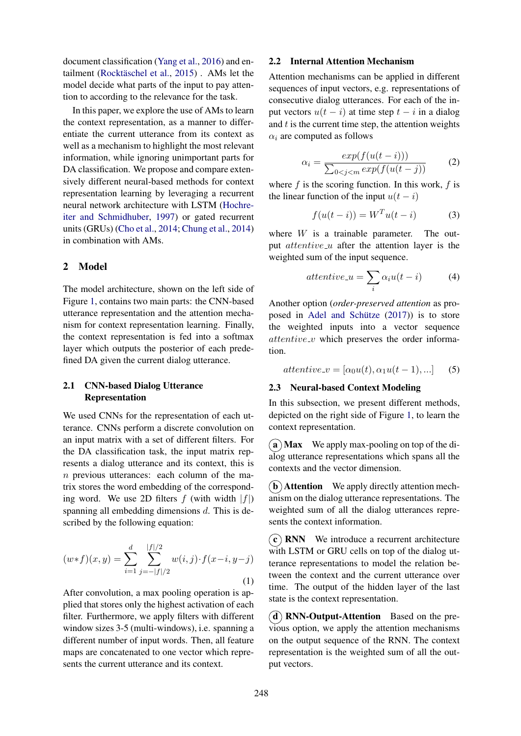document classification (Yang et al., 2016) and entailment (Rocktäschel et al., 2015) . AMs let the model decide what parts of the input to pay attention to according to the relevance for the task.

In this paper, we explore the use of AMs to learn the context representation, as a manner to differentiate the current utterance from its context as well as a mechanism to highlight the most relevant information, while ignoring unimportant parts for DA classification. We propose and compare extensively different neural-based methods for context representation learning by leveraging a recurrent neural network architecture with LSTM (Hochreiter and Schmidhuber, 1997) or gated recurrent units (GRUs) (Cho et al., 2014; Chung et al., 2014) in combination with AMs.

## 2 Model

The model architecture, shown on the left side of Figure 1, contains two main parts: the CNN-based utterance representation and the attention mechanism for context representation learning. Finally, the context representation is fed into a softmax layer which outputs the posterior of each predefined DA given the current dialog utterance.

### 2.1 CNN-based Dialog Utterance Representation

We used CNNs for the representation of each utterance. CNNs perform a discrete convolution on an input matrix with a set of different filters. For the DA classification task, the input matrix represents a dialog utterance and its context, this is $n$ previous utterances: each column of the matrix stores the word embedding of the corresponding word. We use 2D filters $f$ (with width $|f|$) spanning all embedding dimensions $d$. This is described by the following equation:

$$(w*f)(x,y) = \sum_{i=1}^{d} \sum_{j=-|f|/2}^{|f|/2} w(i,j) \cdot f(x-i, y-j) \tag{1}$$

After convolution, a max pooling operation is applied that stores only the highest activation of each filter. Furthermore, we apply filters with different window sizes 3-5 (multi-windows), i.e. spanning a different number of input words. Then, all feature maps are concatenated to one vector which represents the current utterance and its context.

### 2.2 Internal Attention Mechanism

Attention mechanisms can be applied in different sequences of input vectors, e.g. representations of consecutive dialog utterances. For each of the input vectors $u(t-i)$ at time step $t-i$ in a dialog and $t$ is the current time step, the attention weights $\alpha_i$ are computed as follows

$$\alpha_i = \frac{exp(f(u(t-i)))}{\sum_{0<j<m} exp(f(u(t-j))} \tag{2}$$

where $f$ is the scoring function. In this work, $f$ is the linear function of the input $u(t-i)$

$$f(u(t-i)) = W^T u(t-i) \tag{3}$$

where $W$ is a trainable parameter. The output $attentive\_u$ after the attention layer is the weighted sum of the input sequence.

$$attentive\_u = \sum_i \alpha_i u(t-i) \tag{4}$$

Another option (*order-preserved attention* as proposed in Adel and Schütze (2017)) is to store the weighted inputs into a vector sequence $attentive\_v$ which preserves the order information.

$$attentive\_v = [\alpha_0 u(t), \alpha_1 u(t-1), ...] \tag{5}$$

### 2.3 Neural-based Context Modeling

In this subsection, we present different methods, depicted on the right side of Figure 1, to learn the context representation.

**(a) Max** We apply max-pooling on top of the dialog utterance representations which spans all the contexts and the vector dimension.

**(b) Attention** We apply directly attention mechanism on the dialog utterance representations. The weighted sum of all the dialog utterances represents the context information.

**(c) RNN** We introduce a recurrent architecture with LSTM or GRU cells on top of the dialog utterance representations to model the relation between the context and the current utterance over time. The output of the hidden layer of the last state is the context representation.

**(d) RNN-Output-Attention** Based on the previous option, we apply the attention mechanisms on the output sequence of the RNN. The context representation is the weighted sum of all the output vectors.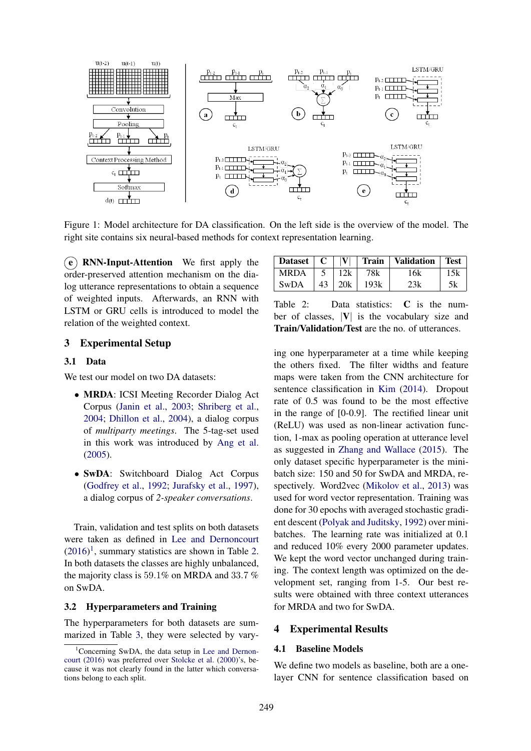Figure 1: Model architecture for DA classification. On the left side is the overview of the model. The right site contains six neural-based methods for context representation learning.

(e) **RNN-Input-Attention** We first apply the order-preserved attention mechanism on the dialog utterance representations to obtain a sequence of weighted inputs. Afterwards, an RNN with LSTM or GRU cells is introduced to model the relation of the weighted context.

## 3 Experimental Setup

### 3.1 Data

We test our model on two DA datasets:

- **MRDA**: ICSI Meeting Recorder Dialog Act Corpus (Janin et al., 2003; Shriberg et al., 2004; Dhillon et al., 2004), a dialog corpus of *multiparty meetings*. The 5-tag-set used in this work was introduced by Ang et al. (2005).
- **SwDA**: Switchboard Dialog Act Corpus (Godfrey et al., 1992; Jurafsky et al., 1997), a dialog corpus of *2-speaker conversations*.

Train, validation and test splits on both datasets were taken as defined in Lee and Dernoncourt (2016)[1], summary statistics are shown in Table 2. In both datasets the classes are highly unbalanced, the majority class is 59.1% on MRDA and 33.7 % on SwDA.

| Dataset | C | \|V\| | Train | Validation | Test |
|---|---|---|---|---|---|
| MRDA | 5 | 12k | 78k | 16k | 15k |
| SwDA | 43 | 20k | 193k | 23k | 5k |

Table 2: Data statistics: **C** is the number of classes, |**V**| is the vocabulary size and **Train/Validation/Test** are the no. of utterances.

### 3.2 Hyperparameters and Training

The hyperparameters for both datasets are summarized in Table 3, they were selected by varying one hyperparameter at a time while keeping the others fixed. The filter widths and feature maps were taken from the CNN architecture for sentence classification in Kim (2014). Dropout rate of 0.5 was found to be the most effective in the range of [0-0.9]. The rectified linear unit (ReLU) was used as non-linear activation function, 1-max as pooling operation at utterance level as suggested in Zhang and Wallace (2015). The only dataset specific hyperparameter is the mini-batch size: 150 and 50 for SwDA and MRDA, respectively. Word2vec (Mikolov et al., 2013) was used for word vector representation. Training was done for 30 epochs with averaged stochastic gradient descent (Polyak and Juditsky, 1992) over mini-batches. The learning rate was initialized at 0.1 and reduced 10% every 2000 parameter updates. We kept the word vector unchanged during training. The context length was optimized on the development set, ranging from 1-5. Our best results were obtained with three context utterances for MRDA and two for SwDA.

[1] Concerning SwDA, the data setup in Lee and Dernoncourt (2016) was preferred over Stolcke et al. (2000)'s, because it was not clearly found in the latter which conversations belong to each split.

## 4 Experimental Results

### 4.1 Baseline Models

We define two models as baseline, both are a one-layer CNN for sentence classification based on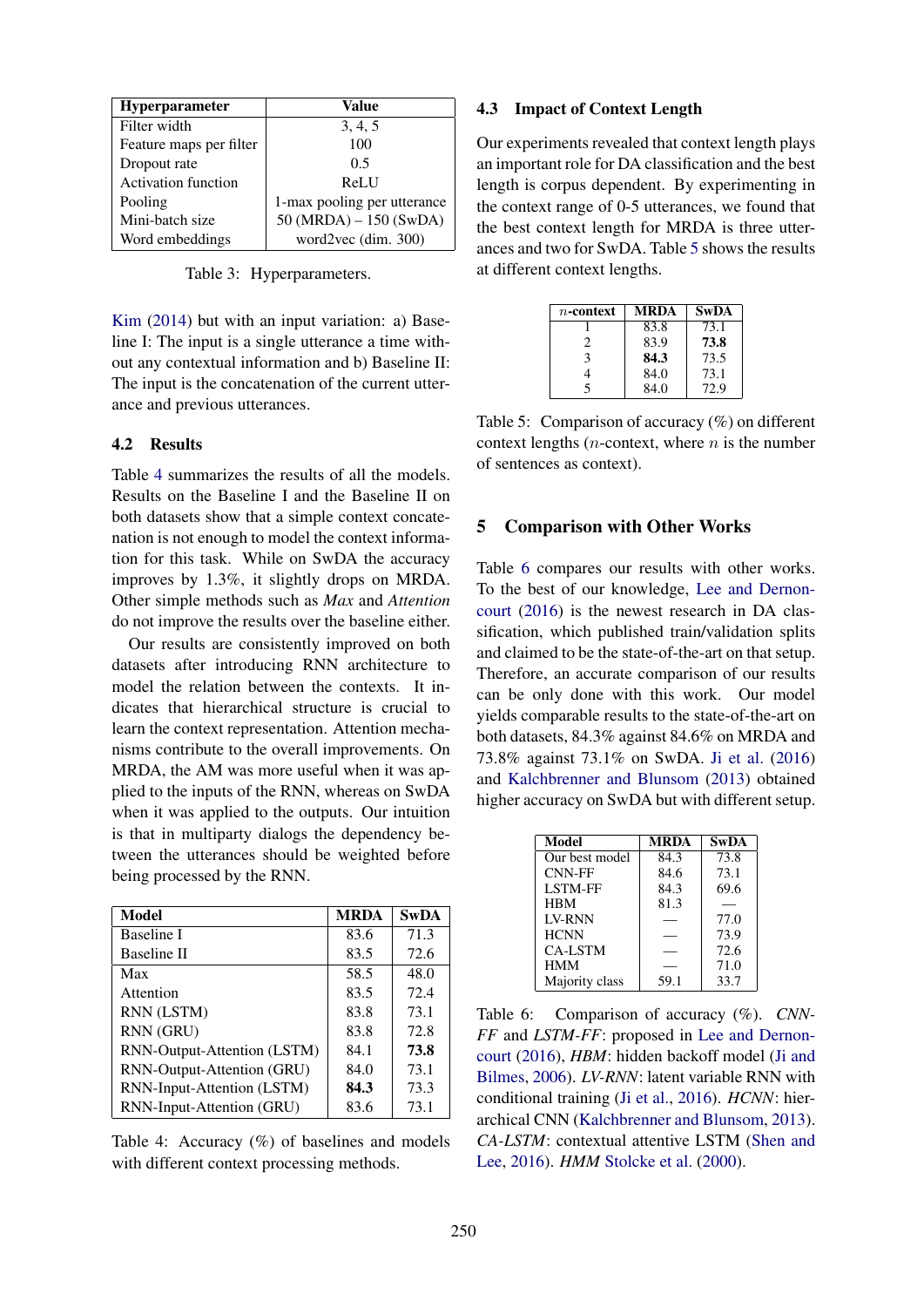| Hyperparameter | Value |
|---|---|
| Filter width | 3, 4, 5 |
| Feature maps per filter | 100 |
| Dropout rate | 0.5 |
| Activation function | ReLU |
| Pooling | 1-max pooling per utterance |
| Mini-batch size | 50 (MRDA) – 150 (SwDA) |
| Word embeddings | word2vec (dim. 300) |

Table 3: Hyperparameters.

Kim (2014) but with an input variation: a) Baseline I: The input is a single utterance a time without any contextual information and b) Baseline II: The input is the concatenation of the current utterance and previous utterances.

### 4.2 Results

Table 4 summarizes the results of all the models. Results on the Baseline I and the Baseline II on both datasets show that a simple context concatenation is not enough to model the context information for this task. While on SwDA the accuracy improves by 1.3%, it slightly drops on MRDA. Other simple methods such as *Max* and *Attention* do not improve the results over the baseline either.

Our results are consistently improved on both datasets after introducing RNN architecture to model the relation between the contexts. It indicates that hierarchical structure is crucial to learn the context representation. Attention mechanisms contribute to the overall improvements. On MRDA, the AM was more useful when it was applied to the inputs of the RNN, whereas on SwDA when it was applied to the outputs. Our intuition is that in multiparty dialogs the dependency between the utterances should be weighted before being processed by the RNN.

| Model | MRDA | SwDA |
|---|---|---|
| Baseline I | 83.6 | 71.3 |
| Baseline II | 83.5 | 72.6 |
| Max | 58.5 | 48.0 |
| Attention | 83.5 | 72.4 |
| RNN (LSTM) | 83.8 | 73.1 |
| RNN (GRU) | 83.8 | 72.8 |
| RNN-Output-Attention (LSTM) | 84.1 | **73.8** |
| RNN-Output-Attention (GRU) | 84.0 | 73.1 |
| RNN-Input-Attention (LSTM) | **84.3** | 73.3 |
| RNN-Input-Attention (GRU) | 83.6 | 73.1 |

Table 4: Accuracy (%) of baselines and models with different context processing methods.

### 4.3 Impact of Context Length

Our experiments revealed that context length plays an important role for DA classification and the best length is corpus dependent. By experimenting in the context range of 0-5 utterances, we found that the best context length for MRDA is three utterances and two for SwDA. Table 5 shows the results at different context lengths.

| $n$-context | MRDA | SwDA |
|---|---|---|
| 1 | 83.8 | 73.1 |
| 2 | 83.9 | **73.8** |
| 3 | **84.3** | 73.5 |
| 4 | 84.0 | 73.1 |
| 5 | 84.0 | 72.9 |

Table 5: Comparison of accuracy (%) on different context lengths ($n$-context, where $n$ is the number of sentences as context).

## 5 Comparison with Other Works

Table 6 compares our results with other works. To the best of our knowledge, Lee and Dernoncourt (2016) is the newest research in DA classification, which published train/validation splits and claimed to be the state-of-the-art on that setup. Therefore, an accurate comparison of our results can be only done with this work. Our model yields comparable results to the state-of-the-art on both datasets, 84.3% against 84.6% on MRDA and 73.8% against 73.1% on SwDA. Ji et al. (2016) and Kalchbrenner and Blunsom (2013) obtained higher accuracy on SwDA but with different setup.

| Model | MRDA | SwDA |
|---|---|---|
| Our best model | 84.3 | 73.8 |
| CNN-FF | 84.6 | 73.1 |
| LSTM-FF | 84.3 | 69.6 |
| HBM | 81.3 | — |
| LV-RNN | — | 77.0 |
| HCNN | — | 73.9 |
| CA-LSTM | — | 72.6 |
| HMM | — | 71.0 |
| Majority class | 59.1 | 33.7 |

Table 6: Comparison of accuracy (%). *CNN-FF* and *LSTM-FF*: proposed in Lee and Dernoncourt (2016), *HBM*: hidden backoff model (Ji and Bilmes, 2006). *LV-RNN*: latent variable RNN with conditional training (Ji et al., 2016). *HCNN*: hierarchical CNN (Kalchbrenner and Blunsom, 2013). *CA-LSTM*: contextual attentive LSTM (Shen and Lee, 2016). *HMM* Stolcke et al. (2000).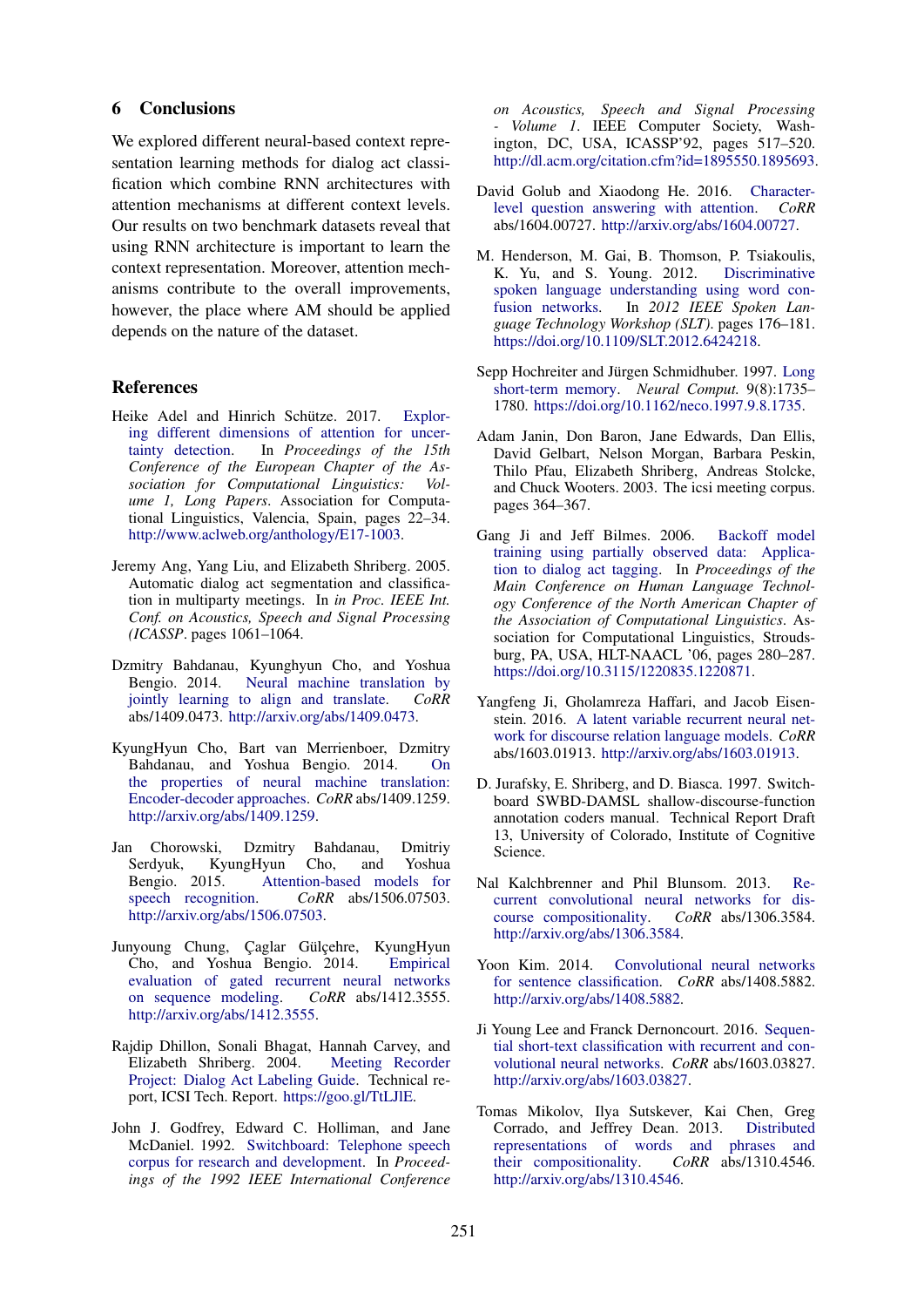## 6 Conclusions

We explored different neural-based context representation learning methods for dialog act classification which combine RNN architectures with attention mechanisms at different context levels. Our results on two benchmark datasets reveal that using RNN architecture is important to learn the context representation. Moreover, attention mechanisms contribute to the overall improvements, however, the place where AM should be applied depends on the nature of the dataset.

## References

Heike Adel and Hinrich Schütze. 2017. Exploring different dimensions of attention for uncertainty detection. In *Proceedings of the 15th Conference of the European Chapter of the Association for Computational Linguistics: Volume 1, Long Papers*. Association for Computational Linguistics, Valencia, Spain, pages 22–34. http://www.aclweb.org/anthology/E17-1003.

Jeremy Ang, Yang Liu, and Elizabeth Shriberg. 2005. Automatic dialog act segmentation and classification in multiparty meetings. In *in Proc. IEEE Int. Conf. on Acoustics, Speech and Signal Processing (ICASSP*. pages 1061–1064.

Dzmitry Bahdanau, Kyunghyun Cho, and Yoshua Bengio. 2014. Neural machine translation by jointly learning to align and translate. *CoRR* abs/1409.0473. http://arxiv.org/abs/1409.0473.

KyungHyun Cho, Bart van Merrienboer, Dzmitry Bahdanau, and Yoshua Bengio. 2014. On the properties of neural machine translation: Encoder-decoder approaches. *CoRR* abs/1409.1259. http://arxiv.org/abs/1409.1259.

Jan Chorowski, Dzmitry Bahdanau, Dmitriy Serdyuk, KyungHyun Cho, and Yoshua Bengio. 2015. Attention-based models for speech recognition. *CoRR* abs/1506.07503. http://arxiv.org/abs/1506.07503.

Junyoung Chung, Çaglar Gülçehre, KyungHyun Cho, and Yoshua Bengio. 2014. Empirical evaluation of gated recurrent neural networks on sequence modeling. *CoRR* abs/1412.3555. http://arxiv.org/abs/1412.3555.

Rajdip Dhillon, Sonali Bhagat, Hannah Carvey, and Elizabeth Shriberg. 2004. Meeting Recorder Project: Dialog Act Labeling Guide. Technical report, ICSI Tech. Report. https://goo.gl/TtLJIE.

John J. Godfrey, Edward C. Holliman, and Jane McDaniel. 1992. Switchboard: Telephone speech corpus for research and development. In *Proceedings of the 1992 IEEE International Conference on Acoustics, Speech and Signal Processing - Volume 1*. IEEE Computer Society, Washington, DC, USA, ICASSP'92, pages 517–520. http://dl.acm.org/citation.cfm?id=1895550.1895693.

David Golub and Xiaodong He. 2016. Character-level question answering with attention. *CoRR* abs/1604.00727. http://arxiv.org/abs/1604.00727.

M. Henderson, M. Gai, B. Thomson, P. Tsiakoulis, K. Yu, and S. Young. 2012. Discriminative spoken language understanding using word confusion networks. In *2012 IEEE Spoken Language Technology Workshop (SLT)*. pages 176–181. https://doi.org/10.1109/SLT.2012.6424218.

Sepp Hochreiter and Jürgen Schmidhuber. 1997. Long short-term memory. *Neural Comput.* 9(8):1735–1780. https://doi.org/10.1162/neco.1997.9.8.1735.

Adam Janin, Don Baron, Jane Edwards, Dan Ellis, David Gelbart, Nelson Morgan, Barbara Peskin, Thilo Pfau, Elizabeth Shriberg, Andreas Stolcke, and Chuck Wooters. 2003. The icsi meeting corpus. pages 364–367.

Gang Ji and Jeff Bilmes. 2006. Backoff model training using partially observed data: Application to dialog act tagging. In *Proceedings of the Main Conference on Human Language Technology Conference of the North American Chapter of the Association of Computational Linguistics*. Association for Computational Linguistics, Stroudsburg, PA, USA, HLT-NAACL '06, pages 280–287. https://doi.org/10.3115/1220835.1220871.

Yangfeng Ji, Gholamreza Haffari, and Jacob Eisenstein. 2016. A latent variable recurrent neural network for discourse relation language models. *CoRR* abs/1603.01913. http://arxiv.org/abs/1603.01913.

D. Jurafsky, E. Shriberg, and D. Biasca. 1997. Switchboard SWBD-DAMSL shallow-discourse-function annotation coders manual. Technical Report Draft 13, University of Colorado, Institute of Cognitive Science.

Nal Kalchbrenner and Phil Blunsom. 2013. Recurrent convolutional neural networks for discourse compositionality. *CoRR* abs/1306.3584. http://arxiv.org/abs/1306.3584.

Yoon Kim. 2014. Convolutional neural networks for sentence classification. *CoRR* abs/1408.5882. http://arxiv.org/abs/1408.5882.

Ji Young Lee and Franck Dernoncourt. 2016. Sequential short-text classification with recurrent and convolutional neural networks. *CoRR* abs/1603.03827. http://arxiv.org/abs/1603.03827.

Tomas Mikolov, Ilya Sutskever, Kai Chen, Greg Corrado, and Jeffrey Dean. 2013. Distributed representations of words and phrases and their compositionality. *CoRR* abs/1310.4546. http://arxiv.org/abs/1310.4546.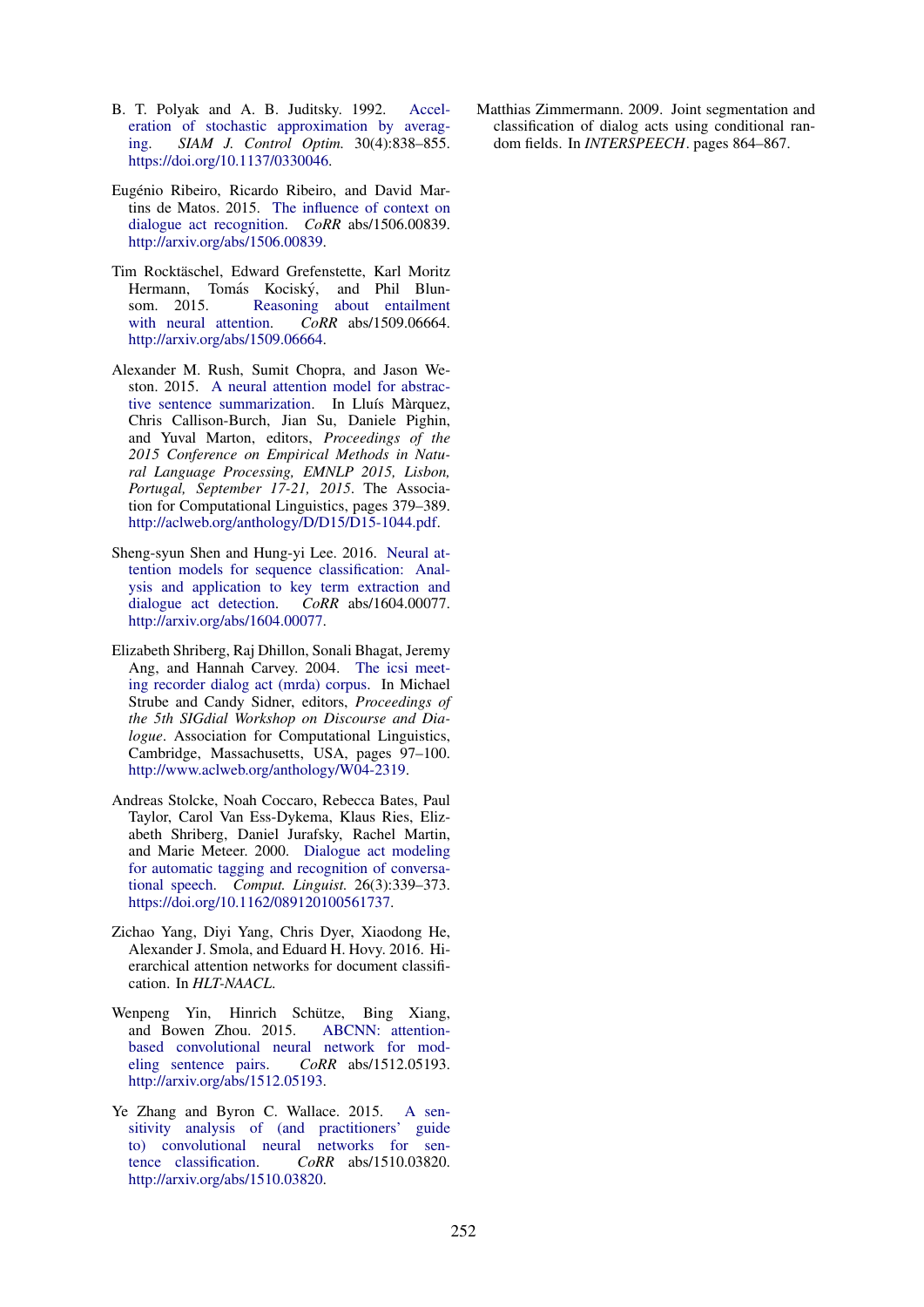B. T. Polyak and A. B. Juditsky. 1992. Acceleration of stochastic approximation by averaging. *SIAM J. Control Optim.* 30(4):838–855. https://doi.org/10.1137/0330046.

Eugénio Ribeiro, Ricardo Ribeiro, and David Martins de Matos. 2015. The influence of context on dialogue act recognition. *CoRR* abs/1506.00839. http://arxiv.org/abs/1506.00839.

Tim Rocktäschel, Edward Grefenstette, Karl Moritz Hermann, Tomás Kociský, and Phil Blunsom. 2015. Reasoning about entailment with neural attention. *CoRR* abs/1509.06664. http://arxiv.org/abs/1509.06664.

Alexander M. Rush, Sumit Chopra, and Jason Weston. 2015. A neural attention model for abstractive sentence summarization. In Lluís Màrquez, Chris Callison-Burch, Jian Su, Daniele Pighin, and Yuval Marton, editors, *Proceedings of the 2015 Conference on Empirical Methods in Natural Language Processing, EMNLP 2015, Lisbon, Portugal, September 17-21, 2015*. The Association for Computational Linguistics, pages 379–389. http://aclweb.org/anthology/D/D15/D15-1044.pdf.

Sheng-syun Shen and Hung-yi Lee. 2016. Neural attention models for sequence classification: Analysis and application to key term extraction and dialogue act detection. *CoRR* abs/1604.00077. http://arxiv.org/abs/1604.00077.

Elizabeth Shriberg, Raj Dhillon, Sonali Bhagat, Jeremy Ang, and Hannah Carvey. 2004. The icsi meeting recorder dialog act (mrda) corpus. In Michael Strube and Candy Sidner, editors, *Proceedings of the 5th SIGdial Workshop on Discourse and Dialogue*. Association for Computational Linguistics, Cambridge, Massachusetts, USA, pages 97–100. http://www.aclweb.org/anthology/W04-2319.

Andreas Stolcke, Noah Coccaro, Rebecca Bates, Paul Taylor, Carol Van Ess-Dykema, Klaus Ries, Elizabeth Shriberg, Daniel Jurafsky, Rachel Martin, and Marie Meteer. 2000. Dialogue act modeling for automatic tagging and recognition of conversational speech. *Comput. Linguist.* 26(3):339–373. https://doi.org/10.1162/089120100561737.

Zichao Yang, Diyi Yang, Chris Dyer, Xiaodong He, Alexander J. Smola, and Eduard H. Hovy. 2016. Hierarchical attention networks for document classification. In *HLT-NAACL*.

Wenpeng Yin, Hinrich Schütze, Bing Xiang, and Bowen Zhou. 2015. ABCNN: attention-based convolutional neural network for modeling sentence pairs. *CoRR* abs/1512.05193. http://arxiv.org/abs/1512.05193.

Ye Zhang and Byron C. Wallace. 2015. A sensitivity analysis of (and practitioners' guide to) convolutional neural networks for sentence classification. *CoRR* abs/1510.03820. http://arxiv.org/abs/1510.03820.

Matthias Zimmermann. 2009. Joint segmentation and classification of dialog acts using conditional random fields. In *INTERSPEECH*. pages 864–867.